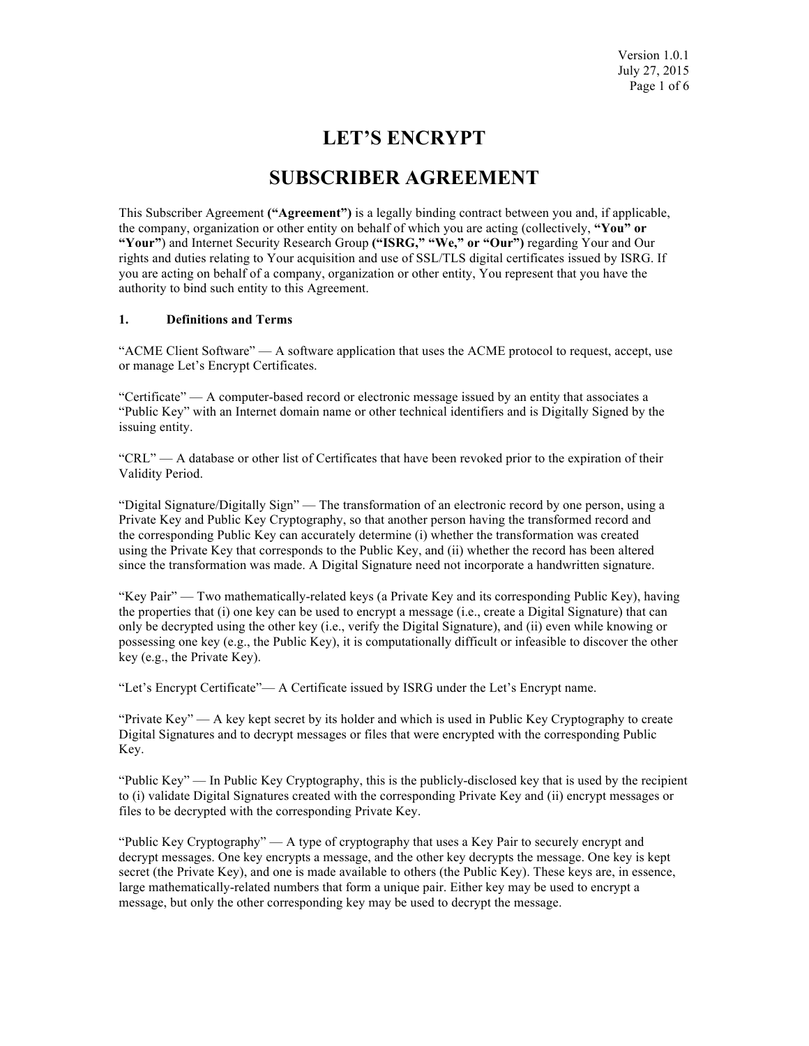# LET'S ENCRYPT

# SUBSCRIBER AGREEMENT

This Subscriber Agreement **("Agreement")** is a legally binding contract between you and, if applicable, the company, organization or other entity on behalf of which you are acting (collectively, **"You" or "Your"**) and Internet Security Research Group **("ISRG," "We," or "Our")** regarding Your and Our rights and duties relating to Your acquisition and use of SSL/TLS digital certificates issued by ISRG. If you are acting on behalf of a company, organization or other entity, You represent that you have the authority to bind such entity to this Agreement.

## 1. Definitions and Terms

"ACME Client Software" — A software application that uses the ACME protocol to request, accept, use or manage Let's Encrypt Certificates.

"Certificate" — A computer-based record or electronic message issued by an entity that associates a "Public Key" with an Internet domain name or other technical identifiers and is Digitally Signed by the issuing entity.

"CRL" — A database or other list of Certificates that have been revoked prior to the expiration of their Validity Period.

"Digital Signature/Digitally Sign" — The transformation of an electronic record by one person, using a Private Key and Public Key Cryptography, so that another person having the transformed record and the corresponding Public Key can accurately determine (i) whether the transformation was created using the Private Key that corresponds to the Public Key, and (ii) whether the record has been altered since the transformation was made. A Digital Signature need not incorporate a handwritten signature.

"Key Pair" — Two mathematically-related keys (a Private Key and its corresponding Public Key), having the properties that (i) one key can be used to encrypt a message (i.e., create a Digital Signature) that can only be decrypted using the other key (i.e., verify the Digital Signature), and (ii) even while knowing or possessing one key (e.g., the Public Key), it is computationally difficult or infeasible to discover the other key (e.g., the Private Key).

"Let's Encrypt Certificate"— A Certificate issued by ISRG under the Let's Encrypt name.

"Private Key" — A key kept secret by its holder and which is used in Public Key Cryptography to create Digital Signatures and to decrypt messages or files that were encrypted with the corresponding Public Key.

"Public Key" — In Public Key Cryptography, this is the publicly-disclosed key that is used by the recipient to (i) validate Digital Signatures created with the corresponding Private Key and (ii) encrypt messages or files to be decrypted with the corresponding Private Key.

"Public Key Cryptography" — A type of cryptography that uses a Key Pair to securely encrypt and decrypt messages. One key encrypts a message, and the other key decrypts the message. One key is kept secret (the Private Key), and one is made available to others (the Public Key). These keys are, in essence, large mathematically-related numbers that form a unique pair. Either key may be used to encrypt a message, but only the other corresponding key may be used to decrypt the message.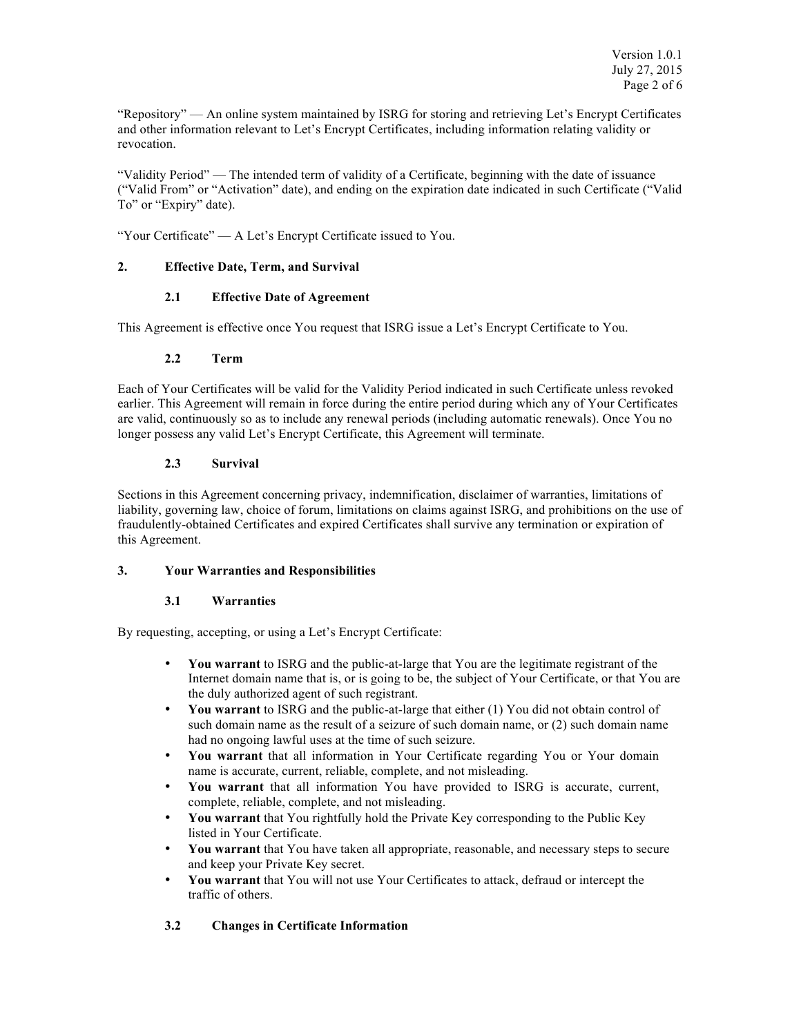"Repository" — An online system maintained by ISRG for storing and retrieving Let's Encrypt Certificates and other information relevant to Let's Encrypt Certificates, including information relating validity or revocation.

"Validity Period" — The intended term of validity of a Certificate, beginning with the date of issuance ("Valid From" or "Activation" date), and ending on the expiration date indicated in such Certificate ("Valid To" or "Expiry" date).

"Your Certificate" — A Let's Encrypt Certificate issued to You.

## 2. Effective Date, Term, and Survival

### 2.1 Effective Date of Agreement

This Agreement is effective once You request that ISRG issue a Let's Encrypt Certificate to You.

### 2.2 Term

Each of Your Certificates will be valid for the Validity Period indicated in such Certificate unless revoked earlier. This Agreement will remain in force during the entire period during which any of Your Certificates are valid, continuously so as to include any renewal periods (including automatic renewals). Once You no longer possess any valid Let's Encrypt Certificate, this Agreement will terminate.

### 2.3 Survival

Sections in this Agreement concerning privacy, indemnification, disclaimer of warranties, limitations of liability, governing law, choice of forum, limitations on claims against ISRG, and prohibitions on the use of fraudulently-obtained Certificates and expired Certificates shall survive any termination or expiration of this Agreement.

## 3. Your Warranties and Responsibilities

### 3.1 Warranties

By requesting, accepting, or using a Let's Encrypt Certificate:

- **You warrant** to ISRG and the public-at-large that You are the legitimate registrant of the Internet domain name that is, or is going to be, the subject of Your Certificate, or that You are the duly authorized agent of such registrant.
- **You warrant** to ISRG and the public-at-large that either (1) You did not obtain control of such domain name as the result of a seizure of such domain name, or (2) such domain name had no ongoing lawful uses at the time of such seizure.
- **You warrant** that all information in Your Certificate regarding You or Your domain name is accurate, current, reliable, complete, and not misleading.
- **You warrant** that all information You have provided to ISRG is accurate, current, complete, reliable, complete, and not misleading.
- **You warrant** that You rightfully hold the Private Key corresponding to the Public Key listed in Your Certificate.
- **You warrant** that You have taken all appropriate, reasonable, and necessary steps to secure and keep your Private Key secret.
- **You warrant** that You will not use Your Certificates to attack, defraud or intercept the traffic of others.

### 3.2 Changes in Certificate Information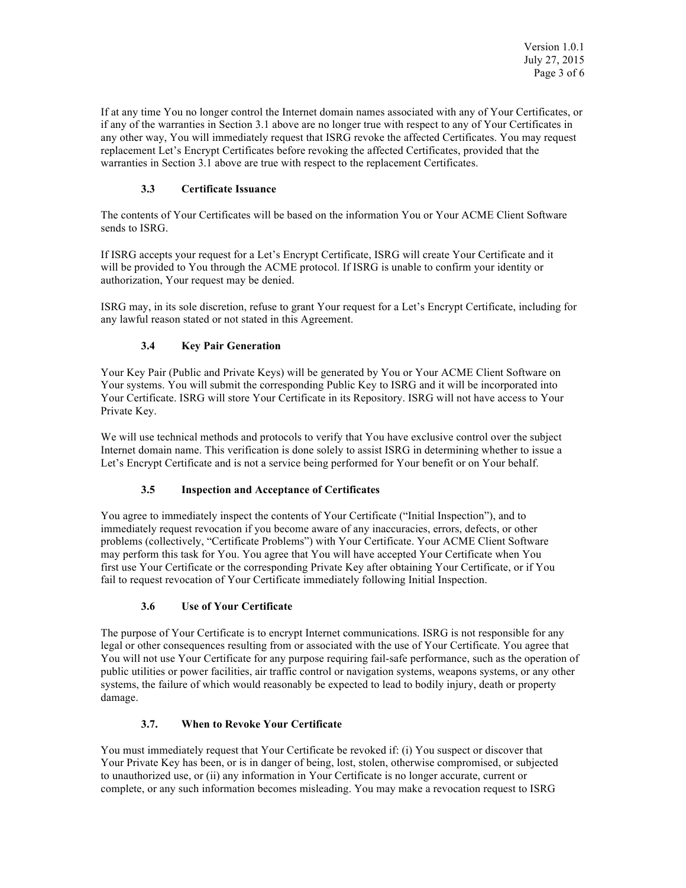If at any time You no longer control the Internet domain names associated with any of Your Certificates, or if any of the warranties in Section 3.1 above are no longer true with respect to any of Your Certificates in any other way, You will immediately request that ISRG revoke the affected Certificates. You may request replacement Let's Encrypt Certificates before revoking the affected Certificates, provided that the warranties in Section 3.1 above are true with respect to the replacement Certificates.

### 3.3 Certificate Issuance

The contents of Your Certificates will be based on the information You or Your ACME Client Software sends to ISRG.

If ISRG accepts your request for a Let's Encrypt Certificate, ISRG will create Your Certificate and it will be provided to You through the ACME protocol. If ISRG is unable to confirm your identity or authorization, Your request may be denied.

ISRG may, in its sole discretion, refuse to grant Your request for a Let's Encrypt Certificate, including for any lawful reason stated or not stated in this Agreement.

### 3.4 Key Pair Generation

Your Key Pair (Public and Private Keys) will be generated by You or Your ACME Client Software on Your systems. You will submit the corresponding Public Key to ISRG and it will be incorporated into Your Certificate. ISRG will store Your Certificate in its Repository. ISRG will not have access to Your Private Key.

We will use technical methods and protocols to verify that You have exclusive control over the subject Internet domain name. This verification is done solely to assist ISRG in determining whether to issue a Let's Encrypt Certificate and is not a service being performed for Your benefit or on Your behalf.

### 3.5 Inspection and Acceptance of Certificates

You agree to immediately inspect the contents of Your Certificate ("Initial Inspection"), and to immediately request revocation if you become aware of any inaccuracies, errors, defects, or other problems (collectively, "Certificate Problems") with Your Certificate. Your ACME Client Software may perform this task for You. You agree that You will have accepted Your Certificate when You first use Your Certificate or the corresponding Private Key after obtaining Your Certificate, or if You fail to request revocation of Your Certificate immediately following Initial Inspection.

### 3.6 Use of Your Certificate

The purpose of Your Certificate is to encrypt Internet communications. ISRG is not responsible for any legal or other consequences resulting from or associated with the use of Your Certificate. You agree that You will not use Your Certificate for any purpose requiring fail-safe performance, such as the operation of public utilities or power facilities, air traffic control or navigation systems, weapons systems, or any other systems, the failure of which would reasonably be expected to lead to bodily injury, death or property damage.

### 3.7. When to Revoke Your Certificate

You must immediately request that Your Certificate be revoked if: (i) You suspect or discover that Your Private Key has been, or is in danger of being, lost, stolen, otherwise compromised, or subjected to unauthorized use, or (ii) any information in Your Certificate is no longer accurate, current or complete, or any such information becomes misleading. You may make a revocation request to ISRG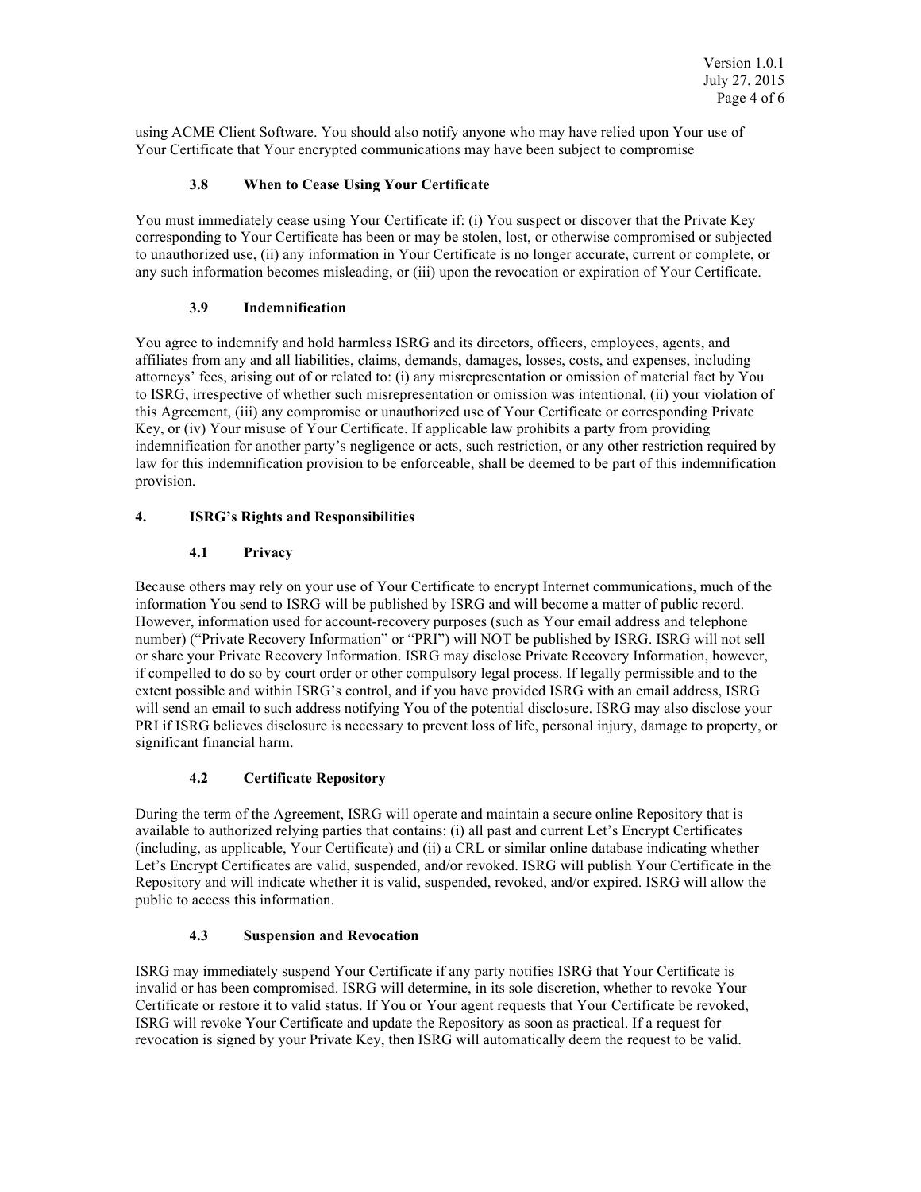using ACME Client Software. You should also notify anyone who may have relied upon Your use of Your Certificate that Your encrypted communications may have been subject to compromise

### 3.8 When to Cease Using Your Certificate

You must immediately cease using Your Certificate if: (i) You suspect or discover that the Private Key corresponding to Your Certificate has been or may be stolen, lost, or otherwise compromised or subjected to unauthorized use, (ii) any information in Your Certificate is no longer accurate, current or complete, or any such information becomes misleading, or (iii) upon the revocation or expiration of Your Certificate.

### 3.9 Indemnification

You agree to indemnify and hold harmless ISRG and its directors, officers, employees, agents, and affiliates from any and all liabilities, claims, demands, damages, losses, costs, and expenses, including attorneys' fees, arising out of or related to: (i) any misrepresentation or omission of material fact by You to ISRG, irrespective of whether such misrepresentation or omission was intentional, (ii) your violation of this Agreement, (iii) any compromise or unauthorized use of Your Certificate or corresponding Private Key, or (iv) Your misuse of Your Certificate. If applicable law prohibits a party from providing indemnification for another party's negligence or acts, such restriction, or any other restriction required by law for this indemnification provision to be enforceable, shall be deemed to be part of this indemnification provision.

## 4. ISRG's Rights and Responsibilities

### 4.1 Privacy

Because others may rely on your use of Your Certificate to encrypt Internet communications, much of the information You send to ISRG will be published by ISRG and will become a matter of public record. However, information used for account-recovery purposes (such as Your email address and telephone number) ("Private Recovery Information" or "PRI") will NOT be published by ISRG. ISRG will not sell or share your Private Recovery Information. ISRG may disclose Private Recovery Information, however, if compelled to do so by court order or other compulsory legal process. If legally permissible and to the extent possible and within ISRG's control, and if you have provided ISRG with an email address, ISRG will send an email to such address notifying You of the potential disclosure. ISRG may also disclose your PRI if ISRG believes disclosure is necessary to prevent loss of life, personal injury, damage to property, or significant financial harm.

### 4.2 Certificate Repository

During the term of the Agreement, ISRG will operate and maintain a secure online Repository that is available to authorized relying parties that contains: (i) all past and current Let's Encrypt Certificates (including, as applicable, Your Certificate) and (ii) a CRL or similar online database indicating whether Let's Encrypt Certificates are valid, suspended, and/or revoked. ISRG will publish Your Certificate in the Repository and will indicate whether it is valid, suspended, revoked, and/or expired. ISRG will allow the public to access this information.

### 4.3 Suspension and Revocation

ISRG may immediately suspend Your Certificate if any party notifies ISRG that Your Certificate is invalid or has been compromised. ISRG will determine, in its sole discretion, whether to revoke Your Certificate or restore it to valid status. If You or Your agent requests that Your Certificate be revoked, ISRG will revoke Your Certificate and update the Repository as soon as practical. If a request for revocation is signed by your Private Key, then ISRG will automatically deem the request to be valid.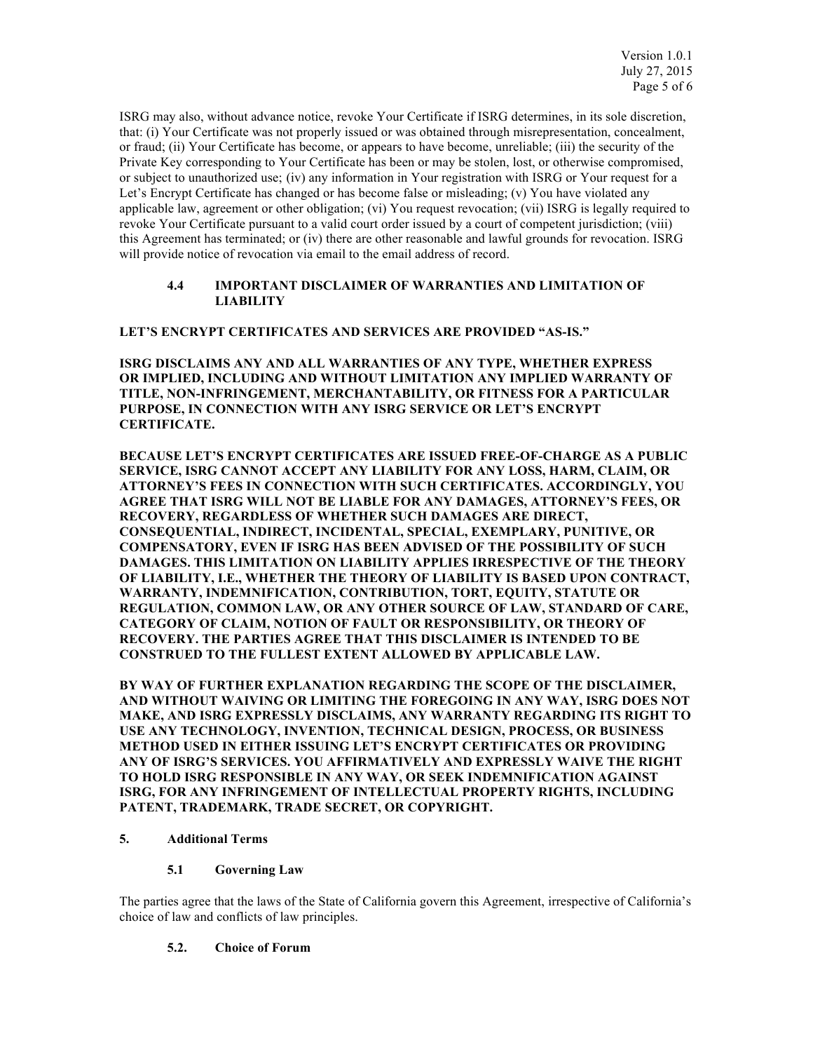ISRG may also, without advance notice, revoke Your Certificate if ISRG determines, in its sole discretion, that: (i) Your Certificate was not properly issued or was obtained through misrepresentation, concealment, or fraud; (ii) Your Certificate has become, or appears to have become, unreliable; (iii) the security of the Private Key corresponding to Your Certificate has been or may be stolen, lost, or otherwise compromised, or subject to unauthorized use; (iv) any information in Your registration with ISRG or Your request for a Let's Encrypt Certificate has changed or has become false or misleading; (v) You have violated any applicable law, agreement or other obligation; (vi) You request revocation; (vii) ISRG is legally required to revoke Your Certificate pursuant to a valid court order issued by a court of competent jurisdiction; (viii) this Agreement has terminated; or (iv) there are other reasonable and lawful grounds for revocation. ISRG will provide notice of revocation via email to the email address of record.

### 4.4 IMPORTANT DISCLAIMER OF WARRANTIES AND LIMITATION OF LIABILITY

**LET'S ENCRYPT CERTIFICATES AND SERVICES ARE PROVIDED "AS-IS."**

**ISRG DISCLAIMS ANY AND ALL WARRANTIES OF ANY TYPE, WHETHER EXPRESS OR IMPLIED, INCLUDING AND WITHOUT LIMITATION ANY IMPLIED WARRANTY OF TITLE, NON-INFRINGEMENT, MERCHANTABILITY, OR FITNESS FOR A PARTICULAR PURPOSE, IN CONNECTION WITH ANY ISRG SERVICE OR LET'S ENCRYPT CERTIFICATE.**

**BECAUSE LET'S ENCRYPT CERTIFICATES ARE ISSUED FREE-OF-CHARGE AS A PUBLIC SERVICE, ISRG CANNOT ACCEPT ANY LIABILITY FOR ANY LOSS, HARM, CLAIM, OR ATTORNEY'S FEES IN CONNECTION WITH SUCH CERTIFICATES. ACCORDINGLY, YOU AGREE THAT ISRG WILL NOT BE LIABLE FOR ANY DAMAGES, ATTORNEY'S FEES, OR RECOVERY, REGARDLESS OF WHETHER SUCH DAMAGES ARE DIRECT, CONSEQUENTIAL, INDIRECT, INCIDENTAL, SPECIAL, EXEMPLARY, PUNITIVE, OR COMPENSATORY, EVEN IF ISRG HAS BEEN ADVISED OF THE POSSIBILITY OF SUCH DAMAGES. THIS LIMITATION ON LIABILITY APPLIES IRRESPECTIVE OF THE THEORY OF LIABILITY, I.E., WHETHER THE THEORY OF LIABILITY IS BASED UPON CONTRACT, WARRANTY, INDEMNIFICATION, CONTRIBUTION, TORT, EQUITY, STATUTE OR REGULATION, COMMON LAW, OR ANY OTHER SOURCE OF LAW, STANDARD OF CARE, CATEGORY OF CLAIM, NOTION OF FAULT OR RESPONSIBILITY, OR THEORY OF RECOVERY. THE PARTIES AGREE THAT THIS DISCLAIMER IS INTENDED TO BE CONSTRUED TO THE FULLEST EXTENT ALLOWED BY APPLICABLE LAW.**

**BY WAY OF FURTHER EXPLANATION REGARDING THE SCOPE OF THE DISCLAIMER, AND WITHOUT WAIVING OR LIMITING THE FOREGOING IN ANY WAY, ISRG DOES NOT MAKE, AND ISRG EXPRESSLY DISCLAIMS, ANY WARRANTY REGARDING ITS RIGHT TO USE ANY TECHNOLOGY, INVENTION, TECHNICAL DESIGN, PROCESS, OR BUSINESS METHOD USED IN EITHER ISSUING LET'S ENCRYPT CERTIFICATES OR PROVIDING ANY OF ISRG'S SERVICES. YOU AFFIRMATIVELY AND EXPRESSLY WAIVE THE RIGHT TO HOLD ISRG RESPONSIBLE IN ANY WAY, OR SEEK INDEMNIFICATION AGAINST ISRG, FOR ANY INFRINGEMENT OF INTELLECTUAL PROPERTY RIGHTS, INCLUDING PATENT, TRADEMARK, TRADE SECRET, OR COPYRIGHT.**

## 5. Additional Terms

### 5.1 Governing Law

The parties agree that the laws of the State of California govern this Agreement, irrespective of California's choice of law and conflicts of law principles.

### 5.2. Choice of Forum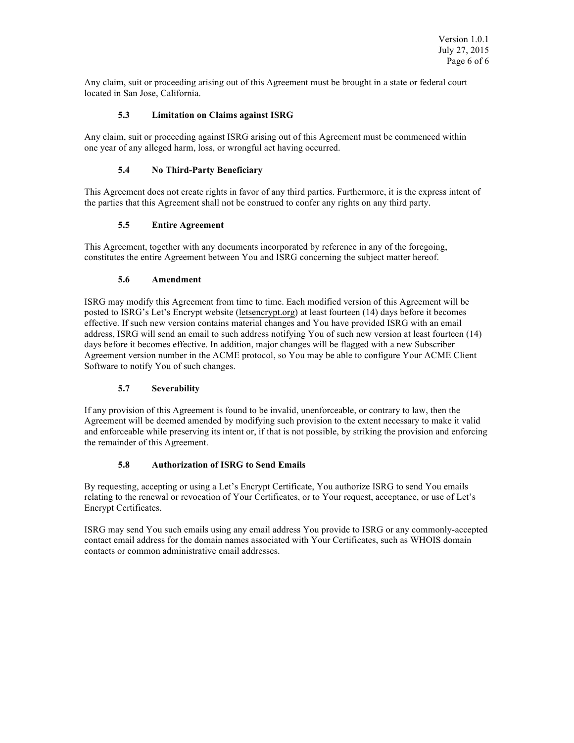Any claim, suit or proceeding arising out of this Agreement must be brought in a state or federal court located in San Jose, California.

### 5.3 Limitation on Claims against ISRG

Any claim, suit or proceeding against ISRG arising out of this Agreement must be commenced within one year of any alleged harm, loss, or wrongful act having occurred.

### 5.4 No Third-Party Beneficiary

This Agreement does not create rights in favor of any third parties. Furthermore, it is the express intent of the parties that this Agreement shall not be construed to confer any rights on any third party.

### 5.5 Entire Agreement

This Agreement, together with any documents incorporated by reference in any of the foregoing, constitutes the entire Agreement between You and ISRG concerning the subject matter hereof.

### 5.6 Amendment

ISRG may modify this Agreement from time to time. Each modified version of this Agreement will be posted to ISRG's Let's Encrypt website (letsencrypt.org) at least fourteen (14) days before it becomes effective. If such new version contains material changes and You have provided ISRG with an email address, ISRG will send an email to such address notifying You of such new version at least fourteen (14) days before it becomes effective. In addition, major changes will be flagged with a new Subscriber Agreement version number in the ACME protocol, so You may be able to configure Your ACME Client Software to notify You of such changes.

### 5.7 Severability

If any provision of this Agreement is found to be invalid, unenforceable, or contrary to law, then the Agreement will be deemed amended by modifying such provision to the extent necessary to make it valid and enforceable while preserving its intent or, if that is not possible, by striking the provision and enforcing the remainder of this Agreement.

### 5.8 Authorization of ISRG to Send Emails

By requesting, accepting or using a Let's Encrypt Certificate, You authorize ISRG to send You emails relating to the renewal or revocation of Your Certificates, or to Your request, acceptance, or use of Let's Encrypt Certificates.

ISRG may send You such emails using any email address You provide to ISRG or any commonly-accepted contact email address for the domain names associated with Your Certificates, such as WHOIS domain contacts or common administrative email addresses.